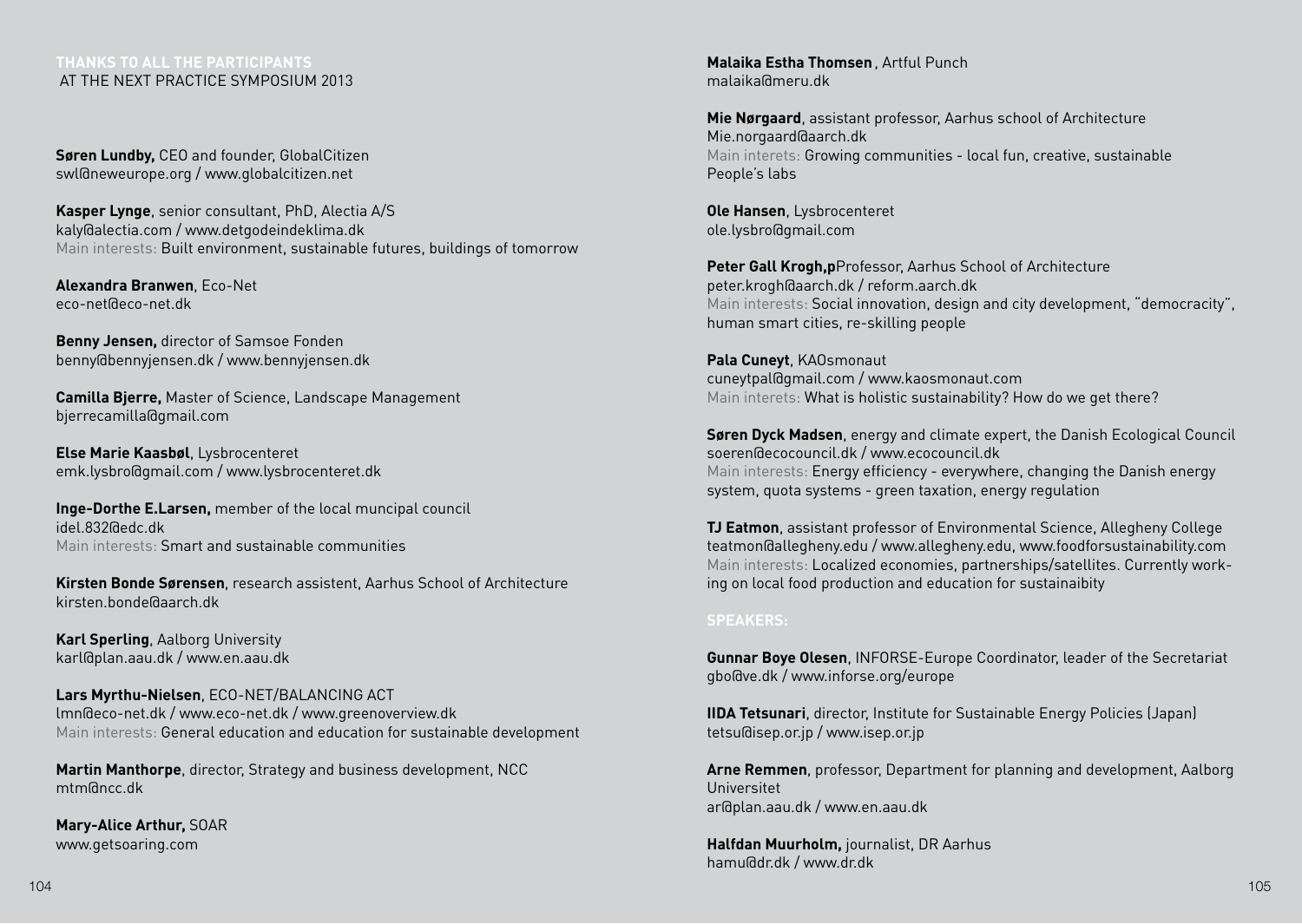## THANKS TO ALL THE PARTICIPANTS AT THE NEXT PRACTICE SYMPOSIUM 2013

**Søren Lundby,** CEO and founder, GlobalCitizen
swl@neweurope.org / www.globalcitizen.net

**Kasper Lynge**, senior consultant, PhD, Alectia A/S
kaly@alectia.com / www.detgodeindeklima.dk
Main interests: Built environment, sustainable futures, buildings of tomorrow

**Alexandra Branwen**, Eco-Net
eco-net@eco-net.dk

**Benny Jensen,** director of Samsoe Fonden
benny@bennyjensen.dk / www.bennyjensen.dk

**Camilla Bjerre,** Master of Science, Landscape Management
bjerrecamilla@gmail.com

**Else Marie Kaasbøl**, Lysbrocenteret
emk.lysbro@gmail.com / www.lysbrocenteret.dk

**Inge-Dorthe E.Larsen,** member of the local muncipal council
idel.832@edc.dk
Main interests: Smart and sustainable communities

**Kirsten Bonde Sørensen**, research assistent, Aarhus School of Architecture
kirsten.bonde@aarch.dk

**Karl Sperling**, Aalborg University
karl@plan.aau.dk / www.en.aau.dk

**Lars Myrthu-Nielsen**, ECO-NET/BALANCING ACT
lmn@eco-net.dk / www.eco-net.dk / www.greenoverview.dk
Main interests: General education and education for sustainable development

**Martin Manthorpe**, director, Strategy and business development, NCC
mtm@ncc.dk

**Mary-Alice Arthur,** SOAR
www.getsoaring.com

**Malaika Estha Thomsen**, Artful Punch
malaika@meru.dk

**Mie Nørgaard**, assistant professor, Aarhus school of Architecture
Mie.norgaard@aarch.dk
Main interets: Growing communities - local fun, creative, sustainable People's labs

**Ole Hansen**, Lysbrocenteret
ole.lysbro@gmail.com

**Peter Gall Krogh,p**Professor, Aarhus School of Architecture
peter.krogh@aarch.dk / reform.aarch.dk
Main interests: Social innovation, design and city development, "democracity", human smart cities, re-skilling people

**Pala Cuneyt**, KAOsmonaut
cuneytpal@gmail.com / www.kaosmonaut.com
Main interets: What is holistic sustainability? How do we get there?

**Søren Dyck Madsen**, energy and climate expert, the Danish Ecological Council
soeren@ecocouncil.dk / www.ecocouncil.dk
Main interests: Energy efficiency - everywhere, changing the Danish energy system, quota systems - green taxation, energy regulation

**TJ Eatmon**, assistant professor of Environmental Science, Allegheny College
teatmon@allegheny.edu / www.allegheny.edu, www.foodforsustainability.com
Main interests: Localized economies, partnerships/satellites. Currently working on local food production and education for sustainaibity

## SPEAKERS:

**Gunnar Boye Olesen**, INFORSE-Europe Coordinator, leader of the Secretariat
gbo@ve.dk / www.inforse.org/europe

**IIDA Tetsunari**, director, Institute for Sustainable Energy Policies (Japan)
tetsu@isep.or.jp / www.isep.or.jp

**Arne Remmen**, professor, Department for planning and development, Aalborg Universitet
ar@plan.aau.dk / www.en.aau.dk

**Halfdan Muurholm,** journalist, DR Aarhus
hamu@dr.dk / www.dr.dk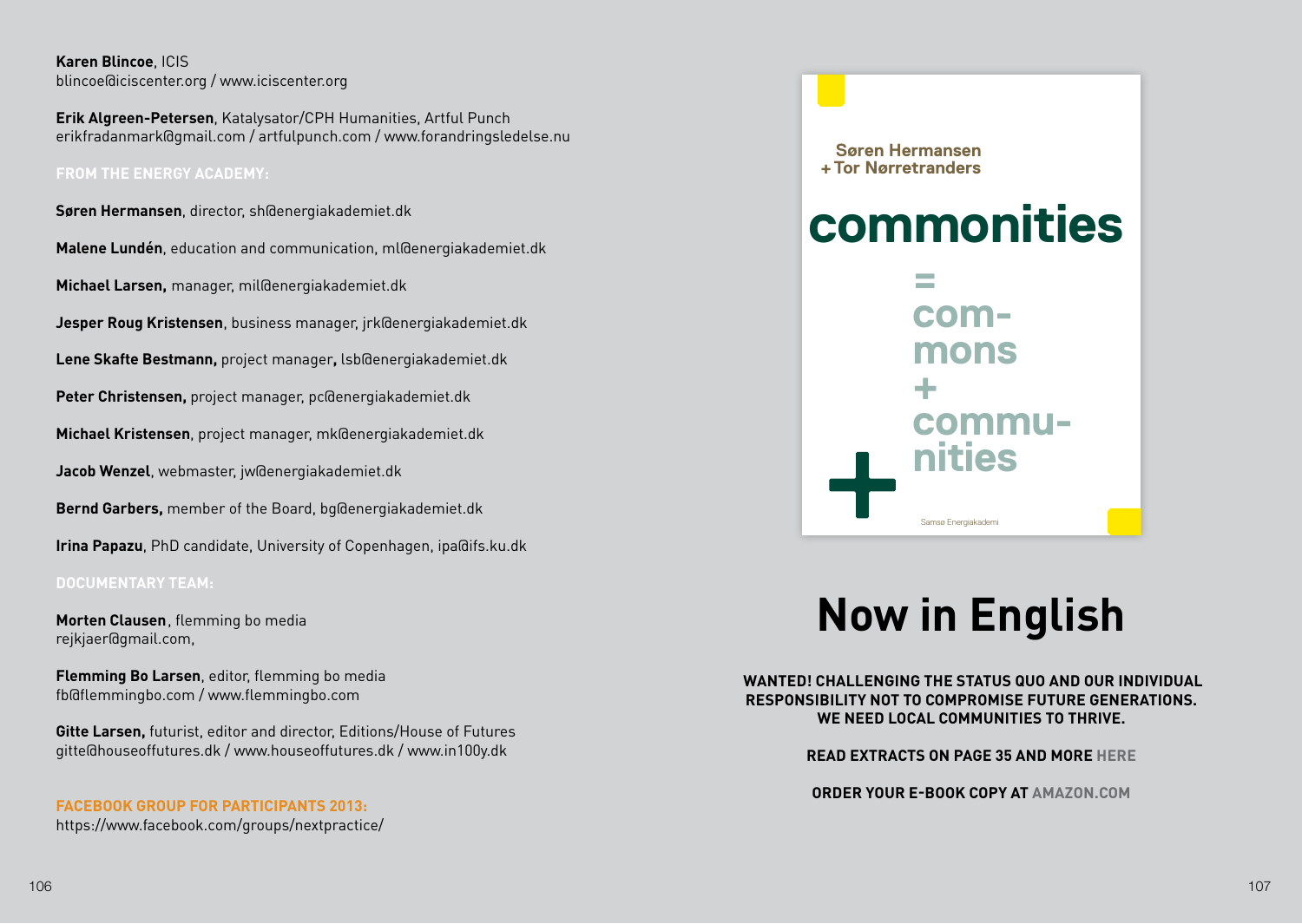**Karen Blincoe**, ICIS
blincoe@iciscenter.org / www.iciscenter.org

**Erik Algreen-Petersen**, Katalysator/CPH Humanities, Artful Punch
erikfradanmark@gmail.com / artfulpunch.com / www.forandringsledelse.nu

### FROM THE ENERGY ACADEMY:

**Søren Hermansen**, director, sh@energiakademiet.dk

**Malene Lundén**, education and communication, ml@energiakademiet.dk

**Michael Larsen,** manager, mil@energiakademiet.dk

**Jesper Roug Kristensen**, business manager, jrk@energiakademiet.dk

**Lene Skafte Bestmann,** project manager**,** lsb@energiakademiet.dk

**Peter Christensen,** project manager, pc@energiakademiet.dk

**Michael Kristensen**, project manager, mk@energiakademiet.dk

**Jacob Wenzel**, webmaster, jw@energiakademiet.dk

**Bernd Garbers,** member of the Board, bg@energiakademiet.dk

**Irina Papazu**, PhD candidate, University of Copenhagen, ipa@ifs.ku.dk

### DOCUMENTARY TEAM:

**Morten Clausen**, flemming bo media
rejkjaer@gmail.com,

**Flemming Bo Larsen**, editor, flemming bo media
fb@flemmingbo.com / www.flemmingbo.com

**Gitte Larsen,** futurist, editor and director, Editions/House of Futures
gitte@houseoffutures.dk / www.houseoffutures.dk / www.in100y.dk

**FACEBOOK GROUP FOR PARTICIPANTS 2013:**
https://www.facebook.com/groups/nextpractice/

Søren Hermansen
+ Tor Nørretranders

commonities
=
com-
mons
+
commu-
nities

Samsø Energiakademi

# Now in English

**WANTED! CHALLENGING THE STATUS QUO AND OUR INDIVIDUAL RESPONSIBILITY NOT TO COMPROMISE FUTURE GENERATIONS. WE NEED LOCAL COMMUNITIES TO THRIVE.**

**READ EXTRACTS ON PAGE 35 AND MORE HERE**

**ORDER YOUR E-BOOK COPY AT AMAZON.COM**